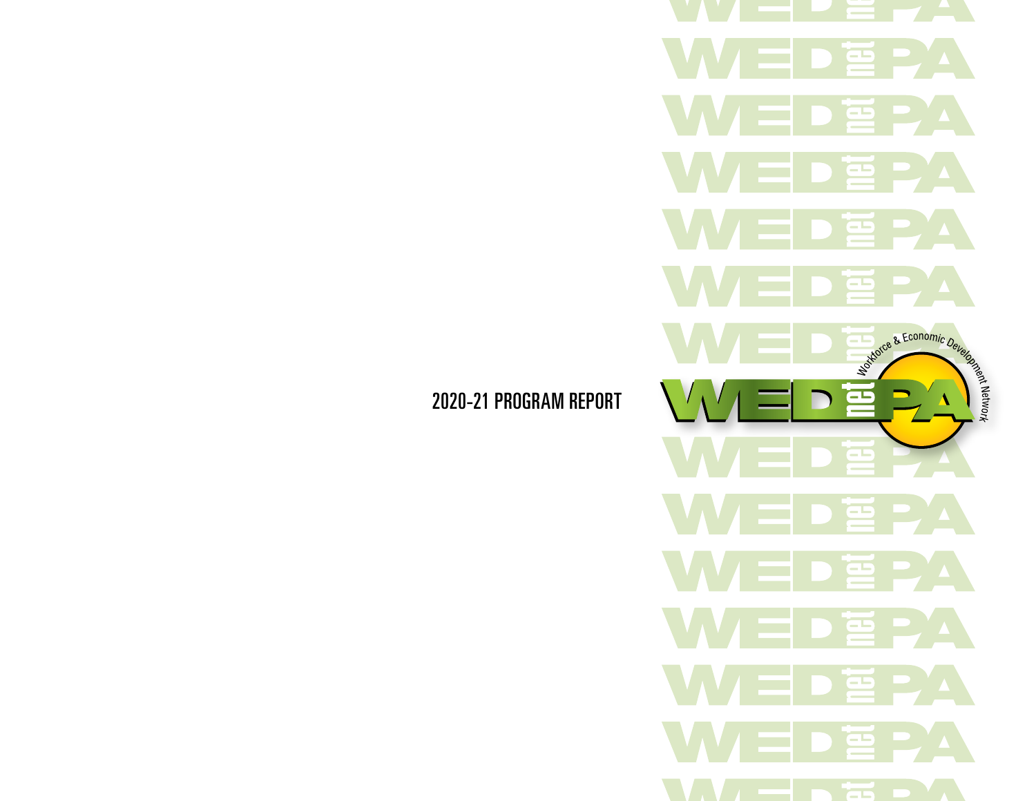# 2020-21 PROGRAM REPORT

WEDnetPA

Workforce & Economic Development Network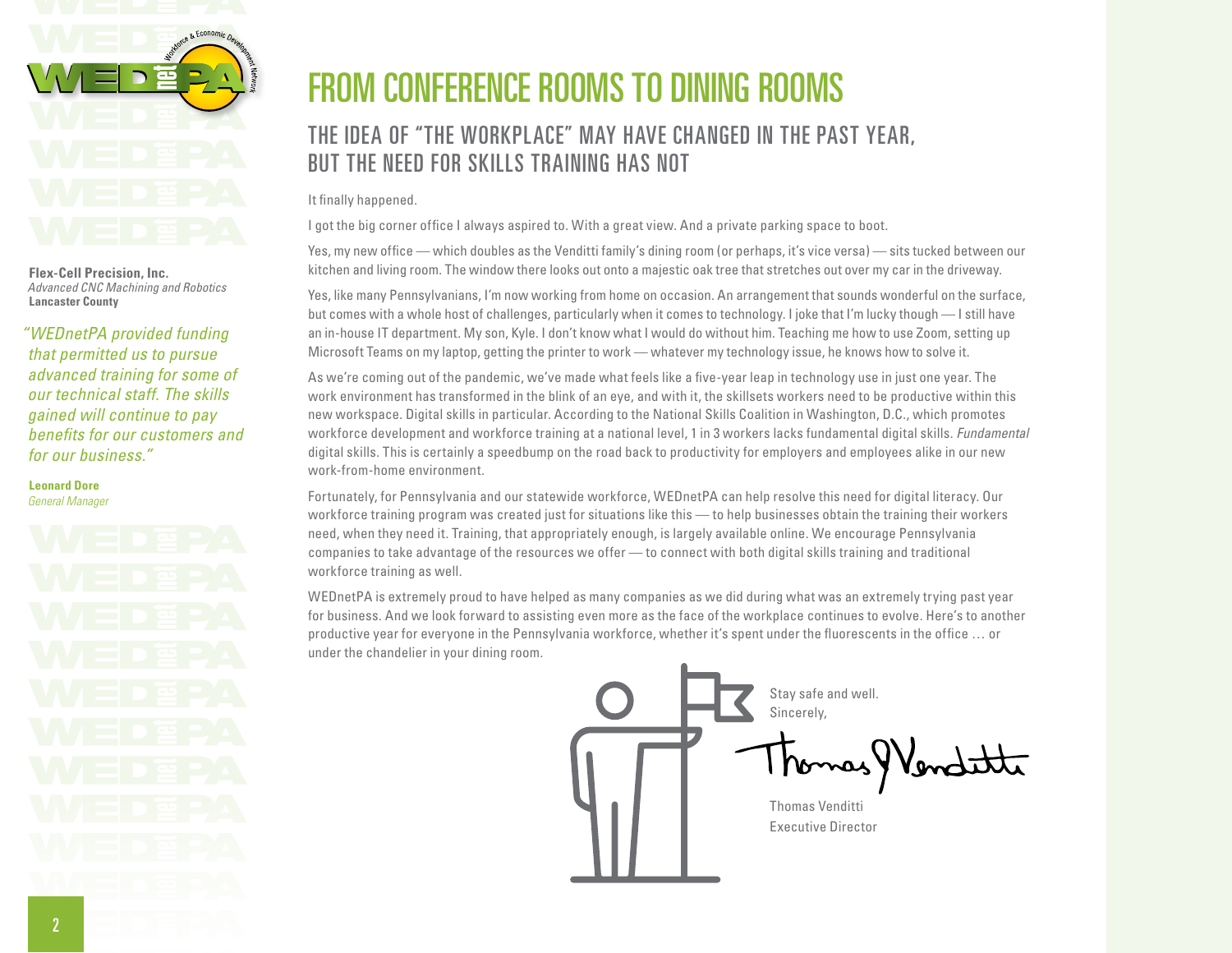**Flex-Cell Precision, Inc.**
*Advanced CNC Machining and Robotics*
**Lancaster County**

*"WEDnetPA provided funding that permitted us to pursue advanced training for some of our technical staff. The skills gained will continue to pay benefits for our customers and for our business."*

**Leonard Dore**
*General Manager*

# FROM CONFERENCE ROOMS TO DINING ROOMS

## THE IDEA OF "THE WORKPLACE" MAY HAVE CHANGED IN THE PAST YEAR, BUT THE NEED FOR SKILLS TRAINING HAS NOT

It finally happened.

I got the big corner office I always aspired to. With a great view. And a private parking space to boot.

Yes, my new office — which doubles as the Venditti family's dining room (or perhaps, it's vice versa) — sits tucked between our kitchen and living room. The window there looks out onto a majestic oak tree that stretches out over my car in the driveway.

Yes, like many Pennsylvanians, I'm now working from home on occasion. An arrangement that sounds wonderful on the surface, but comes with a whole host of challenges, particularly when it comes to technology. I joke that I'm lucky though — I still have an in-house IT department. My son, Kyle. I don't know what I would do without him. Teaching me how to use Zoom, setting up Microsoft Teams on my laptop, getting the printer to work — whatever my technology issue, he knows how to solve it.

As we're coming out of the pandemic, we've made what feels like a five-year leap in technology use in just one year. The work environment has transformed in the blink of an eye, and with it, the skillsets workers need to be productive within this new workspace. Digital skills in particular. According to the National Skills Coalition in Washington, D.C., which promotes workforce development and workforce training at a national level, 1 in 3 workers lacks fundamental digital skills. *Fundamental* digital skills. This is certainly a speedbump on the road back to productivity for employers and employees alike in our new work-from-home environment.

Fortunately, for Pennsylvania and our statewide workforce, WEDnetPA can help resolve this need for digital literacy. Our workforce training program was created just for situations like this — to help businesses obtain the training their workers need, when they need it. Training, that appropriately enough, is largely available online. We encourage Pennsylvania companies to take advantage of the resources we offer — to connect with both digital skills training and traditional workforce training as well.

WEDnetPA is extremely proud to have helped as many companies as we did during what was an extremely trying past year for business. And we look forward to assisting even more as the face of the workplace continues to evolve. Here's to another productive year for everyone in the Pennsylvania workforce, whether it's spent under the fluorescents in the office … or under the chandelier in your dining room.

Stay safe and well.
Sincerely,

Thomas Venditti
Executive Director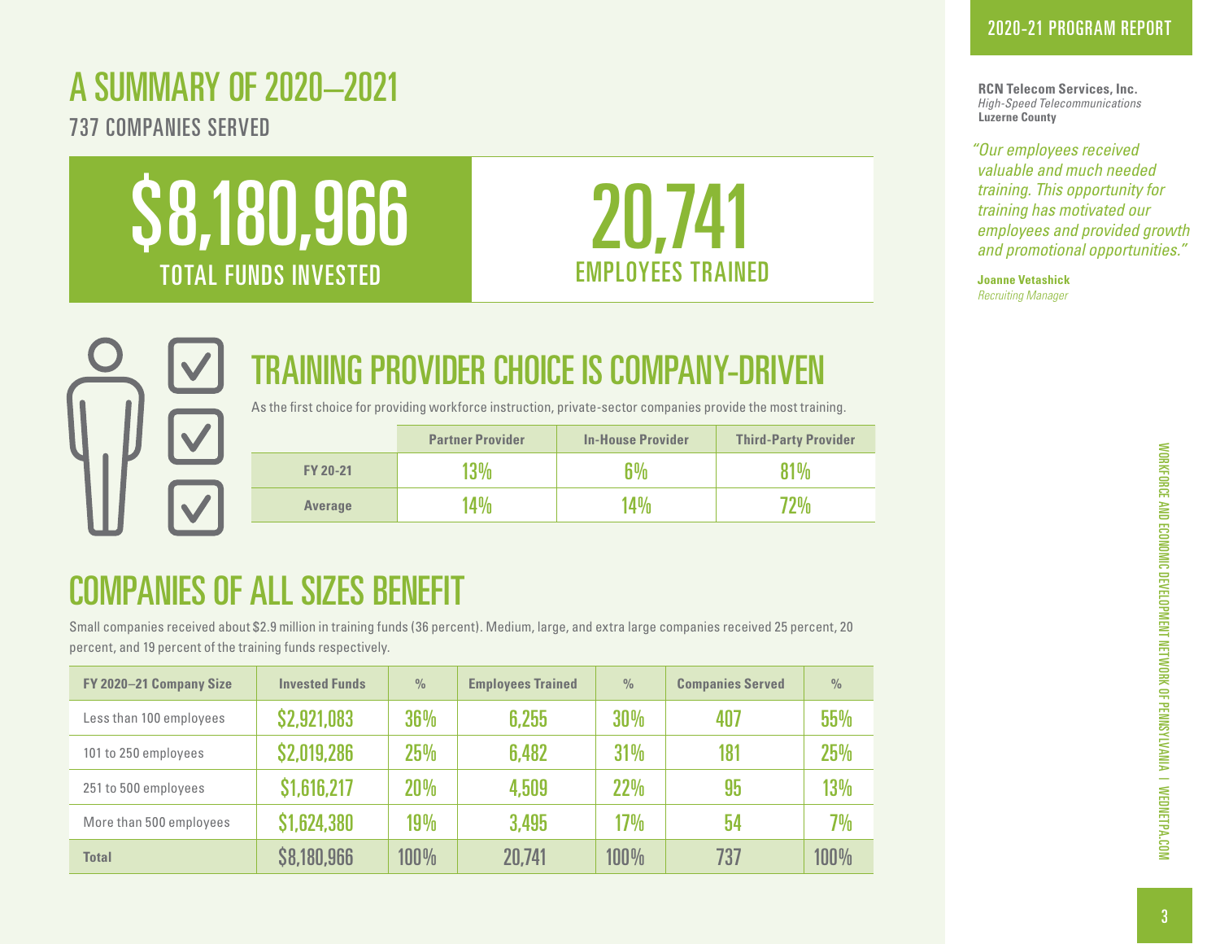# A SUMMARY OF 2020–2021

737 COMPANIES SERVED

**$8,180,966**
TOTAL FUNDS INVESTED

**20,741**
EMPLOYEES TRAINED

**RCN Telecom Services, Inc.**
*High-Speed Telecommunications*
**Luzerne County**

*"Our employees received valuable and much needed training. This opportunity for training has motivated our employees and provided growth and promotional opportunities."*

**Joanne Vetashick**
*Recruiting Manager*

## TRAINING PROVIDER CHOICE IS COMPANY-DRIVEN

As the first choice for providing workforce instruction, private-sector companies provide the most training.

| | Partner Provider | In-House Provider | Third-Party Provider |
|---|---|---|---|
| FY 20-21 | 13% | 6% | 81% |
| Average | 14% | 14% | 72% |

## COMPANIES OF ALL SIZES BENEFIT

Small companies received about $2.9 million in training funds (36 percent). Medium, large, and extra large companies received 25 percent, 20 percent, and 19 percent of the training funds respectively.

| FY 2020–21 Company Size | Invested Funds | % | Employees Trained | % | Companies Served | % |
|---|---|---|---|---|---|---|
| Less than 100 employees | $2,921,083 | 36% | 6,255 | 30% | 407 | 55% |
| 101 to 250 employees | $2,019,286 | 25% | 6,482 | 31% | 181 | 25% |
| 251 to 500 employees | $1,616,217 | 20% | 4,509 | 22% | 95 | 13% |
| More than 500 employees | $1,624,380 | 19% | 3,495 | 17% | 54 | 7% |
| **Total** | $8,180,966 | 100% | 20,741 | 100% | 737 | 100% |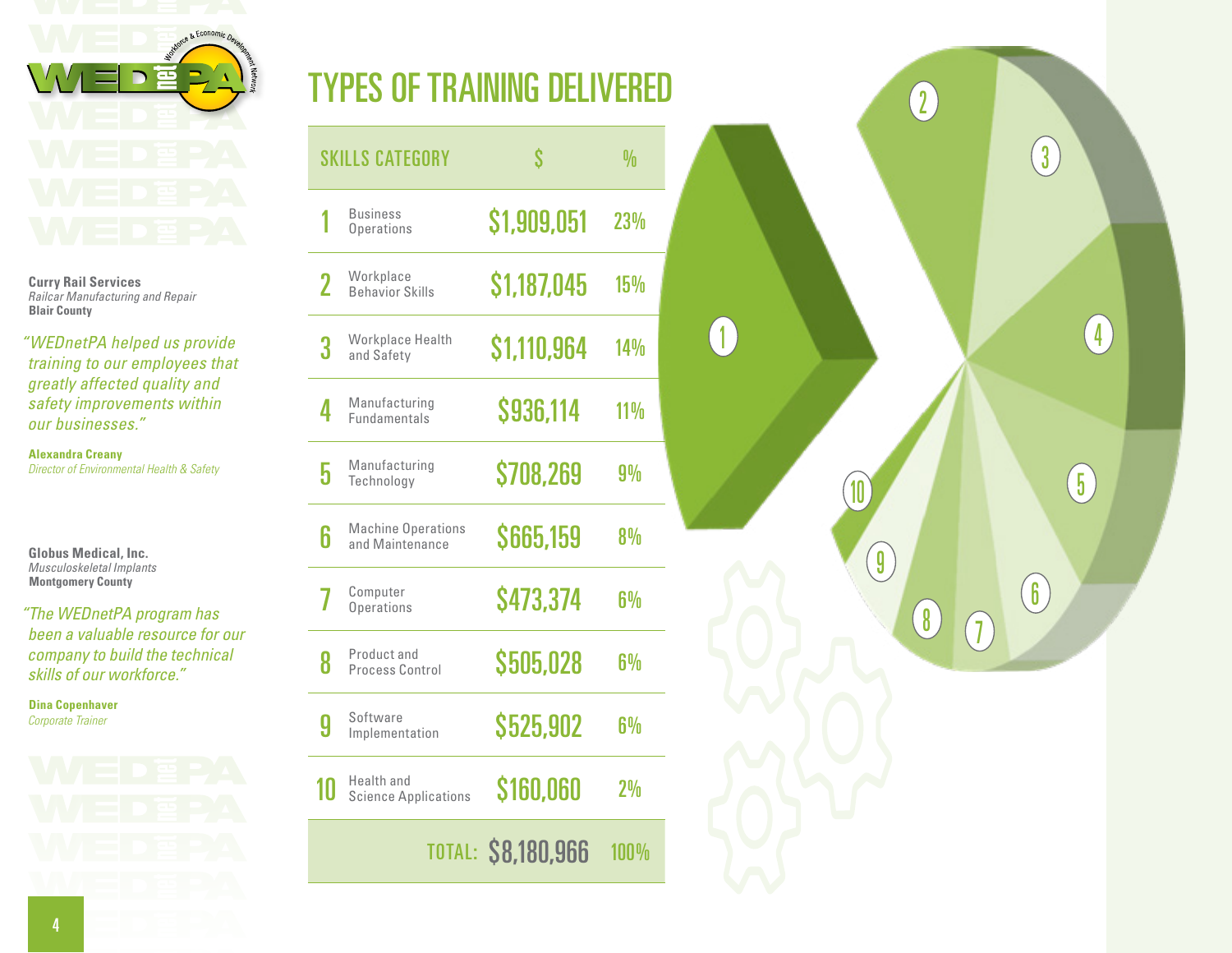**Curry Rail Services**
*Railcar Manufacturing and Repair*
**Blair County**

*"WEDnetPA helped us provide training to our employees that greatly affected quality and safety improvements within our businesses."*

**Alexandra Creany**
*Director of Environmental Health & Safety*

**Globus Medical, Inc.**
*Musculoskeletal Implants*
**Montgomery County**

*"The WEDnetPA program has been a valuable resource for our company to build the technical skills of our workforce."*

**Dina Copenhaver**
*Corporate Trainer*

# TYPES OF TRAINING DELIVERED

| | SKILLS CATEGORY | $ | % |
|---|---|---|---|
| 1 | Business Operations | $1,909,051 | 23% |
| 2 | Workplace Behavior Skills | $1,187,045 | 15% |
| 3 | Workplace Health and Safety | $1,110,964 | 14% |
| 4 | Manufacturing Fundamentals | $936,114 | 11% |
| 5 | Manufacturing Technology | $708,269 | 9% |
| 6 | Machine Operations and Maintenance | $665,159 | 8% |
| 7 | Computer Operations | $473,374 | 6% |
| 8 | Product and Process Control | $505,028 | 6% |
| 9 | Software Implementation | $525,902 | 6% |
| 10 | Health and Science Applications | $160,060 | 2% |
| | TOTAL: | $8,180,966 | 100% |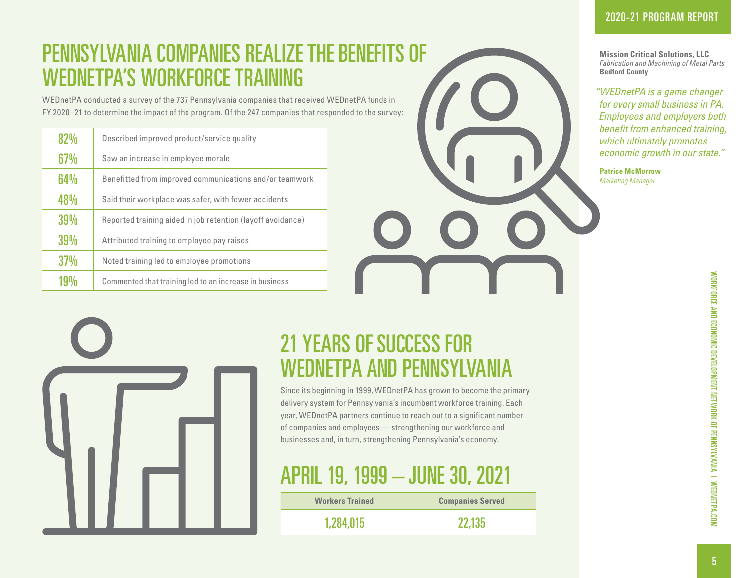# PENNSYLVANIA COMPANIES REALIZE THE BENEFITS OF WEDNETPA'S WORKFORCE TRAINING

WEDnetPA conducted a survey of the 737 Pennsylvania companies that received WEDnetPA funds in FY 2020–21 to determine the impact of the program. Of the 247 companies that responded to the survey:

| | |
|---|---|
| 82% | Described improved product/service quality |
| 67% | Saw an increase in employee morale |
| 64% | Benefitted from improved communications and/or teamwork |
| 48% | Said their workplace was safer, with fewer accidents |
| 39% | Reported training aided in job retention (layoff avoidance) |
| 39% | Attributed training to employee pay raises |
| 37% | Noted training led to employee promotions |
| 19% | Commented that training led to an increase in business |

**Mission Critical Solutions, LLC**
*Fabrication and Machining of Metal Parts*
**Bedford County**

*"WEDnetPA is a game changer for every small business in PA. Employees and employers both benefit from enhanced training, which ultimately promotes economic growth in our state."*

**Patrice McMorrow**
*Marketing Manager*

# 21 YEARS OF SUCCESS FOR WEDNETPA AND PENNSYLVANIA

Since its beginning in 1999, WEDnetPA has grown to become the primary delivery system for Pennsylvania's incumbent workforce training. Each year, WEDnetPA partners continue to reach out to a significant number of companies and employees — strengthening our workforce and businesses and, in turn, strengthening Pennsylvania's economy.

## APRIL 19, 1999 – JUNE 30, 2021

| Workers Trained | Companies Served |
|---|---|
| 1,284,015 | 22,135 |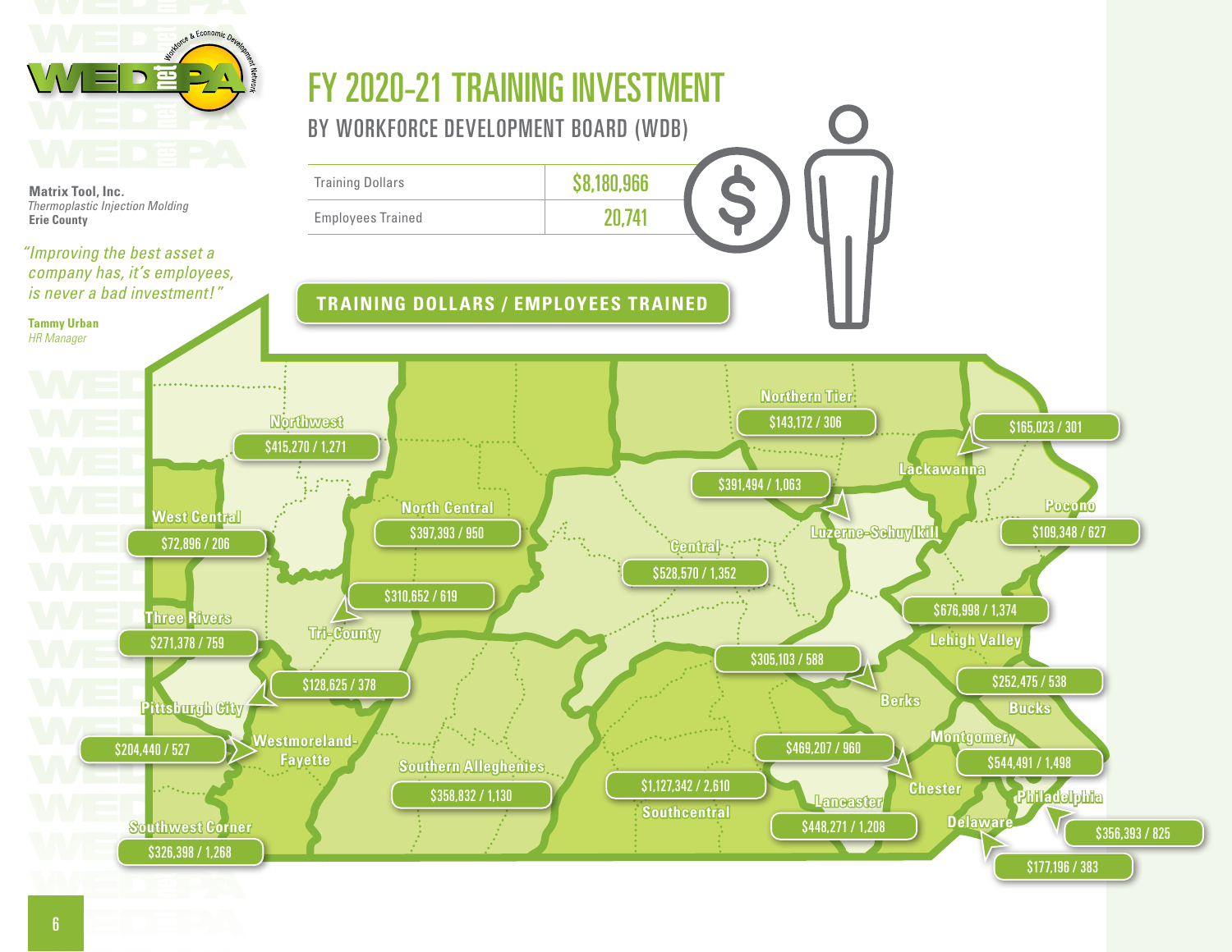# FY 2020-21 TRAINING INVESTMENT

## BY WORKFORCE DEVELOPMENT BOARD (WDB)

| Training Dollars | $8,180,966 |
| --- | --- |
| Employees Trained | 20,741 |

**Matrix Tool, Inc.**
*Thermoplastic Injection Molding*
**Erie County**

*"Improving the best asset a company has, it's employees, is never a bad investment!"*

**Tammy Urban**
*HR Manager*

### TRAINING DOLLARS / EMPLOYEES TRAINED

| WDB | Training Dollars / Employees Trained |
| --- | --- |
| Northwest | $415,270 / 1,271 |
| Northern Tier | $143,172 / 306 |
| Lackawanna | $165,023 / 301 |
| Luzerne-Schuylkill | $391,494 / 1,063 |
| West Central | $72,896 / 206 |
| North Central | $397,393 / 950 |
| Pocono | $109,348 / 627 |
| Central | $528,570 / 1,352 |
| Tri-County | $310,652 / 619 |
| Lehigh Valley | $676,998 / 1,374 |
| Three Rivers | $271,378 / 759 |
| Berks | $305,103 / 588 |
| Pittsburgh City | $128,625 / 378 |
| Bucks | $252,475 / 538 |
| Westmoreland-Fayette | $204,440 / 527 |
| Chester | $469,207 / 960 |
| Montgomery | $544,491 / 1,498 |
| Southern Alleghenies | $358,832 / 1,130 |
| Southcentral | $1,127,342 / 2,610 |
| Lancaster | $448,271 / 1,208 |
| Philadelphia | $356,393 / 825 |
| Delaware | $177,196 / 383 |
| Southwest Corner | $326,398 / 1,268 |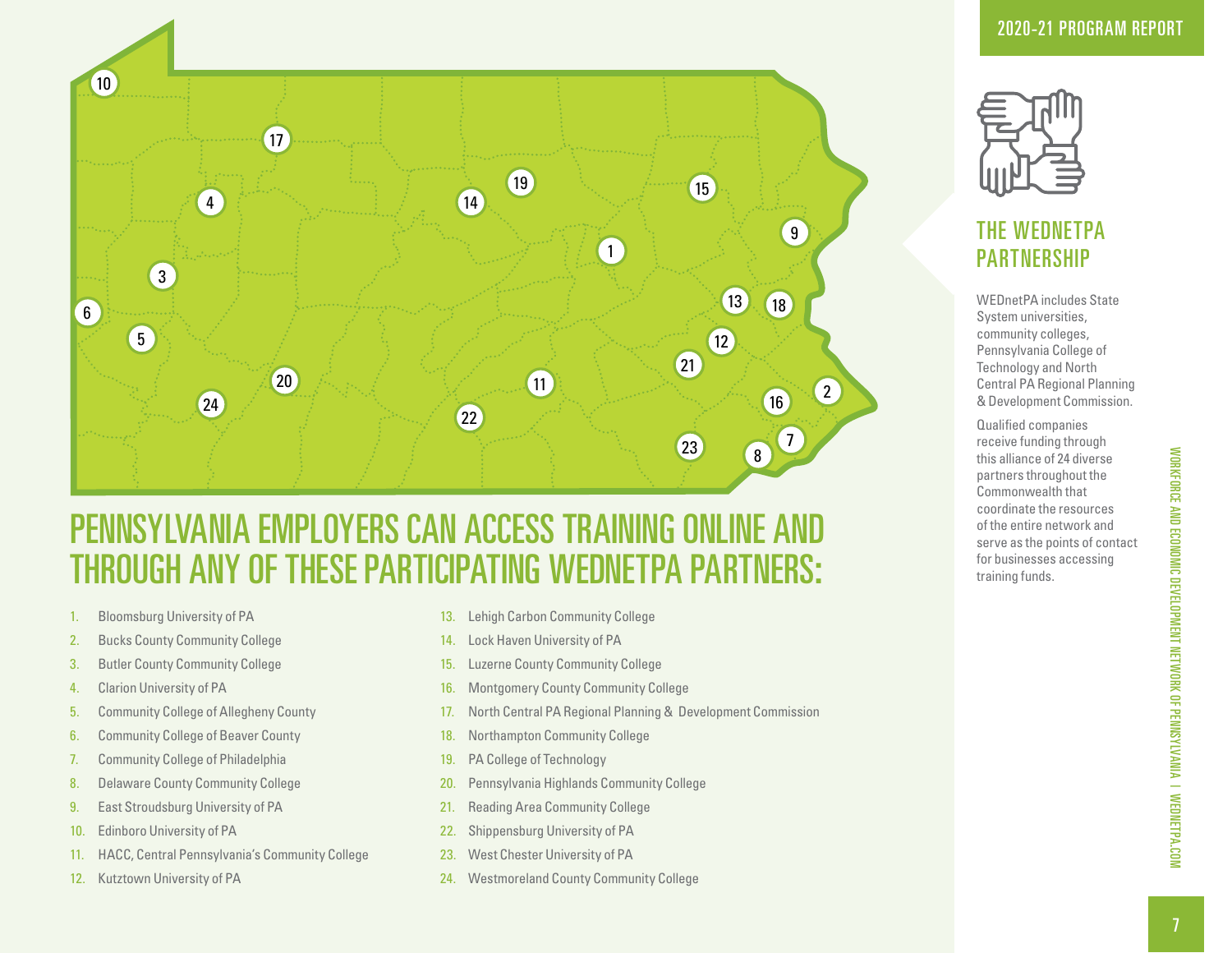# PENNSYLVANIA EMPLOYERS CAN ACCESS TRAINING ONLINE AND THROUGH ANY OF THESE PARTICIPATING WEDNETPA PARTNERS:

1. Bloomsburg University of PA
2. Bucks County Community College
3. Butler County Community College
4. Clarion University of PA
5. Community College of Allegheny County
6. Community College of Beaver County
7. Community College of Philadelphia
8. Delaware County Community College
9. East Stroudsburg University of PA
10. Edinboro University of PA
11. HACC, Central Pennsylvania's Community College
12. Kutztown University of PA
13. Lehigh Carbon Community College
14. Lock Haven University of PA
15. Luzerne County Community College
16. Montgomery County Community College
17. North Central PA Regional Planning & Development Commission
18. Northampton Community College
19. PA College of Technology
20. Pennsylvania Highlands Community College
21. Reading Area Community College
22. Shippensburg University of PA
23. West Chester University of PA
24. Westmoreland County Community College

## THE WEDNETPA PARTNERSHIP

WEDnetPA includes State System universities, community colleges, Pennsylvania College of Technology and North Central PA Regional Planning & Development Commission.

Qualified companies receive funding through this alliance of 24 diverse partners throughout the Commonwealth that coordinate the resources of the entire network and serve as the points of contact for businesses accessing training funds.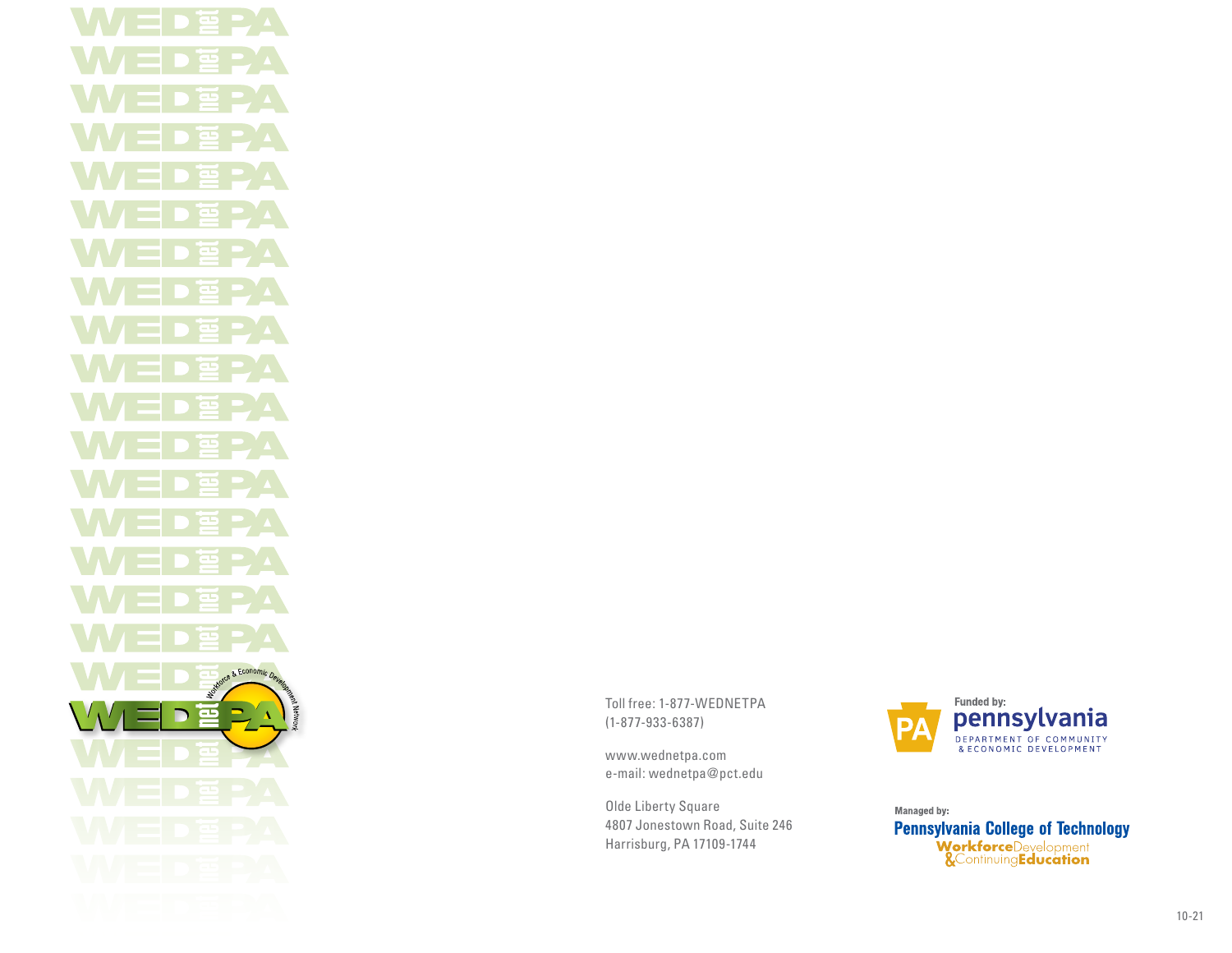Toll free: 1-877-WEDNETPA
(1-877-933-6387)

www.wednetpa.com
e-mail: wednetpa@pct.edu

Olde Liberty Square
4807 Jonestown Road, Suite 246
Harrisburg, PA 17109-1744

**Funded by:**
pennsylvania
DEPARTMENT OF COMMUNITY & ECONOMIC DEVELOPMENT

**Managed by:**
**Pennsylvania College of Technology**
**Workforce**Development
&Continuing**Education**

10-21